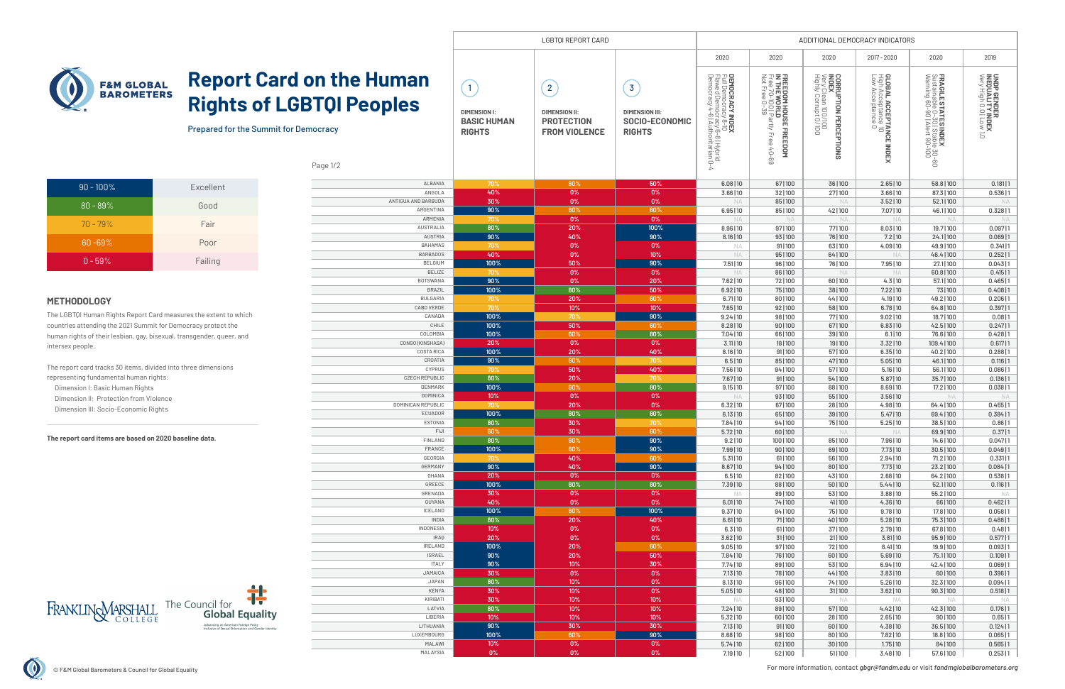# Report Card on the Human Rights of LGBTQI Peoples

Prepared for the Summit for Democracy

| Range | Grade |
|---|---|
| 90 - 100% | Excellent |
| 80 - 89% | Good |
| 70 - 79% | Fair |
| 60 -69% | Poor |
| 0 - 59% | Failing |

## METHODOLOGY

The LGBTQI Human Rights Report Card measures the extent to which countries attending the 2021 Summit for Democracy protect the human rights of their lesbian, gay, bisexual, transgender, queer, and intersex people.

The report card tracks 30 items, divided into three dimensions representing fundamental human rights:

- Dimension I: Basic Human Rights
- Dimension II: Protection from Violence
- Dimension III: Socio-Economic Rights

**The report card items are based on 2020 baseline data.**

| | LGBTQI REPORT CARD | | | ADDITIONAL DEMOCRACY INDICATORS | | | | | |
|---|---|---|---|---|---|---|---|---|---|
| | | | | 2020 | 2020 | 2020 | 2017 - 2020 | 2020 | 2019 |
| Country | 1 DIMENSION I: BASIC HUMAN RIGHTS | 2 DIMENSION II: PROTECTION FROM VIOLENCE | 3 DIMENSION III: SOCIO-ECONOMIC RIGHTS | DEMOCRACY INDEX Full Democracy 8-10 Flawed Democracy 6-8 Hybrid Democracy 4-6 Authoritarian 0-4 | FREEDOM HOUSE FREEDOM IN THE WORLD Free 70-100 Partly Free 40-69 Not Free 0-39 | CORRUPTION PERCEPTIONS INDEX Very Clean 100/100 Highly Corrupt 0/100 | GLOBAL ACCEPTANCE INDEX High Acceptance 10 Low Acceptance 0 | FRAGILE STATES INDEX Sustainable 0-30 Stable 30-60 Warning 60-90 Alert 90-100 | UNDP GENDER INEQUALITY INDEX Very High 0.0 Low 1.0 |
| ALBANIA | 70% | 60% | 50% | 6.08 \| 10 | 67 \| 100 | 36 \| 100 | 2.65 \| 10 | 58.8 \| 100 | 0.181 \| 1 |
| ANGOLA | 40% | 0% | 0% | 3.66 \| 10 | 32 \| 100 | 27 \| 100 | 3.66 \| 10 | 87.3 \| 100 | 0.536 \| 1 |
| ANTIGUA AND BARBUDA | 30% | 0% | 0% | NA | 85 \| 100 | NA | 3.52 \| 10 | 52.1 \| 100 | NA |
| ARGENTINA | 90% | 60% | 60% | 6.95 \| 10 | 85 \| 100 | 42 \| 100 | 7.07 \| 10 | 46.1 \| 100 | 0.328 \| 1 |
| ARMENIA | 70% | 0% | 0% | NA | NA | NA | NA | NA | NA |
| AUSTRALIA | 80% | 20% | 100% | 8.96 \| 10 | 97 \| 100 | 77 \| 100 | 8.03 \| 10 | 19.7 \| 100 | 0.097 \| 1 |
| AUSTRIA | 90% | 40% | 90% | 8.16 \| 10 | 93 \| 100 | 76 \| 100 | 7.2 \| 10 | 24.1 \| 100 | 0.069 \| 1 |
| BAHAMAS | 70% | 0% | 0% | NA | 91 \| 100 | 63 \| 100 | 4.09 \| 10 | 49.9 \| 100 | 0.341 \| 1 |
| BARBADOS | 40% | 0% | 10% | NA | 95 \| 100 | 64 \| 100 | NA | 46.4 \| 100 | 0.252 \| 1 |
| BELGIUM | 100% | 50% | 90% | 7.51 \| 10 | 96 \| 100 | 76 \| 100 | 7.95 \| 10 | 27.1 \| 100 | 0.043 \| 1 |
| BELIZE | 70% | 0% | 0% | NA | 86 \| 100 | NA | NA | 60.8 \| 100 | 0.415 \| 1 |
| BOTSWANA | 90% | 0% | 20% | 7.62 \| 10 | 72 \| 100 | 60 \| 100 | 4.3 \| 10 | 57.1 \| 100 | 0.465 \| 1 |
| BRAZIL | 100% | 80% | 50% | 6.92 \| 10 | 75 \| 100 | 38 \| 100 | 7.22 \| 10 | 73 \| 100 | 0.408 \| 1 |
| BULGARIA | 70% | 20% | 60% | 6.71 \| 10 | 80 \| 100 | 44 \| 100 | 4.19 \| 10 | 49.2 \| 100 | 0.206 \| 1 |
| CABO VERDE | 70% | 10% | 10% | 7.65 \| 10 | 92 \| 100 | 58 \| 100 | 6.78 \| 10 | 64.8 \| 100 | 0.397 \| 1 |
| CANADA | 100% | 70% | 90% | 9.24 \| 10 | 98 \| 100 | 77 \| 100 | 9.02 \| 10 | 18.7 \| 100 | 0.08 \| 1 |
| CHILE | 100% | 50% | 60% | 8.28 \| 10 | 90 \| 100 | 67 \| 100 | 6.83 \| 10 | 42.5 \| 100 | 0.247 \| 1 |
| COLOMBIA | 100% | 60% | 80% | 7.04 \| 10 | 66 \| 100 | 39 \| 100 | 6.1 \| 10 | 76.6 \| 100 | 0.428 \| 1 |
| CONGO (KINSHASA) | 20% | 0% | 0% | 3.11 \| 10 | 18 \| 100 | 19 \| 100 | 3.32 \| 10 | 109.4 \| 100 | 0.617 \| 1 |
| COSTA RICA | 100% | 20% | 40% | 8.16 \| 10 | 91 \| 100 | 57 \| 100 | 6.35 \| 10 | 40.2 \| 100 | 0.288 \| 1 |
| CROATIA | 90% | 60% | 70% | 6.5 \| 10 | 85 \| 100 | 47 \| 100 | 5.05 \| 10 | 46.1 \| 100 | 0.116 \| 1 |
| CYPRUS | 70% | 50% | 40% | 7.56 \| 10 | 94 \| 100 | 57 \| 100 | 5.16 \| 10 | 56.1 \| 100 | 0.086 \| 1 |
| CZECH REPUBLIC | 80% | 20% | 70% | 7.67 \| 10 | 91 \| 100 | 54 \| 100 | 5.87 \| 10 | 35.7 \| 100 | 0.136 \| 1 |
| DENMARK | 100% | 60% | 80% | 9.15 \| 10 | 97 \| 100 | 88 \| 100 | 8.69 \| 10 | 17.2 \| 100 | 0.038 \| 1 |
| DOMINICA | 10% | 0% | 0% | NA | 93 \| 100 | 55 \| 100 | 3.56 \| 10 | NA | NA |
| DOMINICAN REPUBLIC | 70% | 20% | 0% | 6.32 \| 10 | 67 \| 100 | 28 \| 100 | 4.98 \| 10 | 64.4 \| 100 | 0.455 \| 1 |
| ECUADOR | 100% | 80% | 80% | 6.13 \| 10 | 65 \| 100 | 39 \| 100 | 5.47 \| 10 | 69.4 \| 100 | 0.384 \| 1 |
| ESTONIA | 80% | 30% | 70% | 7.84 \| 10 | 94 \| 100 | 75 \| 100 | 5.25 \| 10 | 38.5 \| 100 | 0.86 \| 1 |
| FIJI | 60% | 30% | 60% | 5.72 \| 10 | 60 \| 100 | NA | NA | 69.9 \| 100 | 0.37 \| 1 |
| FINLAND | 80% | 60% | 90% | 9.2 \| 10 | 100 \| 100 | 85 \| 100 | 7.96 \| 10 | 14.6 \| 100 | 0.047 \| 1 |
| FRANCE | 100% | 60% | 90% | 7.99 \| 10 | 90 \| 100 | 69 \| 100 | 7.73 \| 10 | 30.5 \| 100 | 0.049 \| 1 |
| GEORGIA | 70% | 40% | 60% | 5.31 \| 10 | 61 \| 100 | 56 \| 100 | 2.94 \| 10 | 71.2 \| 100 | 0.331 \| 1 |
| GERMANY | 90% | 40% | 90% | 8.67 \| 10 | 94 \| 100 | 80 \| 100 | 7.73 \| 10 | 23.2 \| 100 | 0.084 \| 1 |
| GHANA | 20% | 0% | 0% | 6.5 \| 10 | 82 \| 100 | 43 \| 100 | 2.68 \| 10 | 64.2 \| 100 | 0.538 \| 1 |
| GREECE | 100% | 80% | 80% | 7.39 \| 10 | 88 \| 100 | 50 \| 100 | 5.44 \| 10 | 52.1 \| 100 | 0.116 \| 1 |
| GRENADA | 30% | 0% | 0% | NA | 89 \| 100 | 53 \| 100 | 3.88 \| 10 | 55.2 \| 100 | NA |
| GUYANA | 40% | 0% | 0% | 6.01 \| 10 | 74 \| 100 | 41 \| 100 | 4.36 \| 10 | 66 \| 100 | 0.462 \| 1 |
| ICELAND | 100% | 60% | 100% | 9.37 \| 10 | 94 \| 100 | 75 \| 100 | 9.78 \| 10 | 17.6 \| 100 | 0.058 \| 1 |
| INDIA | 80% | 20% | 40% | 6.61 \| 10 | 71 \| 100 | 40 \| 100 | 5.28 \| 10 | 75.3 \| 100 | 0.488 \| 1 |
| INDONESIA | 10% | 0% | 0% | 6.3 \| 10 | 61 \| 100 | 37 \| 100 | 2.79 \| 10 | 67.8 \| 100 | 0.48 \| 1 |
| IRAQ | 20% | 0% | 0% | 3.62 \| 10 | 31 \| 100 | 21 \| 100 | 3.81 \| 10 | 95.9 \| 100 | 0.577 \| 1 |
| IRELAND | 100% | 20% | 60% | 9.05 \| 10 | 97 \| 100 | 72 \| 100 | 8.41 \| 10 | 19.9 \| 100 | 0.093 \| 1 |
| ISRAEL | 90% | 20% | 50% | 7.84 \| 10 | 76 \| 100 | 60 \| 100 | 5.69 \| 10 | 75.1 \| 100 | 0.109 \| 1 |
| ITALY | 90% | 10% | 30% | 7.74 \| 10 | 89 \| 100 | 53 \| 100 | 6.94 \| 10 | 42.4 \| 100 | 0.069 \| 1 |
| JAMAICA | 30% | 0% | 0% | 7.13 \| 10 | 78 \| 100 | 44 \| 100 | 3.83 \| 10 | 60 \| 100 | 0.396 \| 1 |
| JAPAN | 80% | 10% | 0% | 8.13 \| 10 | 96 \| 100 | 74 \| 100 | 5.26 \| 10 | 32.3 \| 100 | 0.094 \| 1 |
| KENYA | 30% | 10% | 0% | 5.05 \| 10 | 48 \| 100 | 31 \| 100 | 3.62 \| 10 | 90.3 \| 100 | 0.518 \| 1 |
| KIRIBATI | 30% | 10% | 10% | NA | 93 \| 100 | NA | NA | NA | NA |
| LATVIA | 80% | 10% | 10% | 7.24 \| 10 | 89 \| 100 | 57 \| 100 | 4.42 \| 10 | 42.3 \| 100 | 0.176 \| 1 |
| LIBERIA | 10% | 10% | 10% | 5.32 \| 10 | 60 \| 100 | 28 \| 100 | 2.65 \| 10 | 90 \| 100 | 0.65 \| 1 |
| LITHUANIA | 90% | 30% | 30% | 7.13 \| 10 | 91 \| 100 | 60 \| 100 | 4.38 \| 10 | 36.5 \| 100 | 0.124 \| 1 |
| LUXEMBOURG | 100% | 60% | 90% | 8.68 \| 10 | 98 \| 100 | 80 \| 100 | 7.82 \| 10 | 18.8 \| 100 | 0.065 \| 1 |
| MALAWI | 10% | 0% | 0% | 5.74 \| 10 | 62 \| 100 | 30 \| 100 | 1.75 \| 10 | 84 \| 100 | 0.565 \| 1 |
| MALAYSIA | 0% | 0% | 0% | 7.19 \| 10 | 52 \| 100 | 51 \| 100 | 3.48 \| 10 | 57.6 \| 100 | 0.253 \| 1 |

© F&M Global Barometers & Council for Global Equality

For more information, contact *gbgr@fandm.edu* or visit *fandmglobalbarometers.org*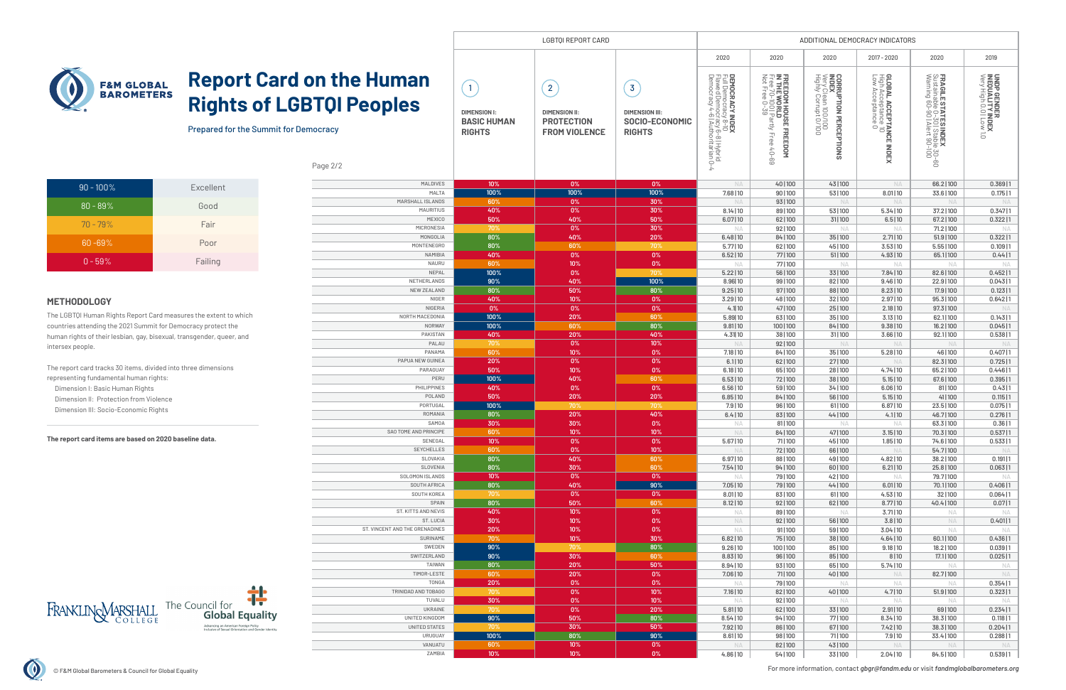# Report Card on the Human Rights of LGBTQI Peoples

Prepared for the Summit for Democracy

| | |
|---|---|
| 90 - 100% | Excellent |
| 80 - 89% | Good |
| 70 - 79% | Fair |
| 60 -69% | Poor |
| 0 - 59% | Failing |

## METHODOLOGY

The LGBTQI Human Rights Report Card measures the extent to which countries attending the 2021 Summit for Democracy protect the human rights of their lesbian, gay, bisexual, transgender, queer, and intersex people.

The report card tracks 30 items, divided into three dimensions representing fundamental human rights:

- Dimension I: Basic Human Rights
- Dimension II: Protection from Violence
- Dimension III: Socio-Economic Rights

**The report card items are based on 2020 baseline data.**

Page 2/2

| | LGBTQI REPORT CARD | | | ADDITIONAL DEMOCRACY INDICATORS | | | | | |
|---|---|---|---|---|---|---|---|---|---|
| | | | | 2020 | 2020 | 2020 | 2017 - 2020 | 2020 | 2019 |
| | 1 DIMENSION I: BASIC HUMAN RIGHTS | 2 DIMENSION II: PROTECTION FROM VIOLENCE | 3 DIMENSION III: SOCIO-ECONOMIC RIGHTS | DEMOCRACY INDEX Full Democracy 8-10 \| Flawed Democracy 6-8 \| Hybrid Democracy 4-6 \| Authoritarian 0-4 | FREEDOM HOUSE FREEDOM IN THE WORLD Free 70-100 \| Partly Free 40-69 \| Not Free 0-39 | CORRUPTION PERCEPTIONS INDEX Very Clean 100/100 \| Highly Corrupt 0/100 | GLOBAL ACCEPTANCE INDEX High Acceptance 10 \| Low Acceptance 0 | FRAGILE STATES INDEX Sustainable 0-30 \| Stable 30-60 \| Warning 60-90 \| Alert 90-100 | UNDP GENDER INEQUALITY INDEX Very High 0.0 \| Low 1.0 |
| MALDIVES | 10% | 0% | 0% | NA | 40 \| 100 | 43 \| 100 | NA | 66.2 \| 100 | 0.369 \| 1 |
| MALTA | 100% | 100% | 100% | 7.68 \| 10 | 90 \| 100 | 53 \| 100 | 8.01 \| 10 | 33.6 \| 100 | 0.175 \| 1 |
| MARSHALL ISLANDS | 60% | 0% | 30% | NA | 93 \| 100 | NA | NA | NA | NA |
| MAURITIUS | 40% | 0% | 30% | 8.14 \| 10 | 89 \| 100 | 53 \| 100 | 5.34 \| 10 | 37.2 \| 100 | 0.347 \| 1 |
| MEXICO | 50% | 40% | 50% | 6.07 \| 10 | 62 \| 100 | 31 \| 100 | 6.5 \| 10 | 67.2 \| 100 | 0.322 \| 1 |
| MICRONESIA | 70% | 0% | 30% | NA | 92 \| 100 | NA | NA | 71.2 \| 100 | NA |
| MONGOLIA | 80% | 40% | 20% | 6.48 \| 10 | 84 \| 100 | 35 \| 100 | 2.71 \| 10 | 51.9 \| 100 | 0.322 \| 1 |
| MONTENEGRO | 80% | 60% | 70% | 5.77 \| 10 | 62 \| 100 | 45 \| 100 | 3.53 \| 10 | 5.55 \| 100 | 0.109 \| 1 |
| NAMIBIA | 40% | 0% | 0% | 6.52 \| 10 | 77 \| 100 | 51 \| 100 | 4.93 \| 10 | 65.1 \| 100 | 0.44 \| 1 |
| NAURU | 60% | 10% | 0% | NA | 77 \| 100 | NA | NA | NA | NA |
| NEPAL | 100% | 0% | 70% | 5.22 \| 10 | 56 \| 100 | 33 \| 100 | 7.84 \| 10 | 82.6 \| 100 | 0.452 \| 1 |
| NETHERLANDS | 90% | 40% | 100% | 8.96 \| 10 | 99 \| 100 | 82 \| 100 | 9.46 \| 10 | 22.9 \| 100 | 0.043 \| 1 |
| NEW ZEALAND | 80% | 50% | 80% | 9.25 \| 10 | 97 \| 100 | 88 \| 100 | 8.23 \| 10 | 17.9 \| 100 | 0.123 \| 1 |
| NIGER | 40% | 10% | 0% | 3.29 \| 10 | 48 \| 100 | 32 \| 100 | 2.97 \| 10 | 95.3 \| 100 | 0.642 \| 1 |
| NIGERIA | 0% | 0% | 0% | 4.1 \| 10 | 47 \| 100 | 25 \| 100 | 2.18 \| 10 | 97.3 \| 100 | NA |
| NORTH MACEDONIA | 100% | 20% | 60% | 5.89 \| 10 | 63 \| 100 | 35 \| 100 | 3.13 \| 10 | 62.1 \| 100 | 0.143 \| 1 |
| NORWAY | 100% | 60% | 80% | 9.81 \| 10 | 100 \| 100 | 84 \| 100 | 9.38 \| 10 | 16.2 \| 100 | 0.045 \| 1 |
| PAKISTAN | 40% | 20% | 40% | 4.31 \| 10 | 38 \| 100 | 31 \| 100 | 3.66 \| 10 | 92.1 \| 100 | 0.538 \| 1 |
| PALAU | 70% | 0% | 10% | NA | 92 \| 100 | NA | NA | NA | NA |
| PANAMA | 60% | 10% | 0% | 7.18 \| 10 | 84 \| 100 | 35 \| 100 | 5.28 \| 10 | 46 \| 100 | 0.407 \| 1 |
| PAPUA NEW GUINEA | 20% | 0% | 0% | 6.1 \| 10 | 62 \| 100 | 27 \| 100 | NA | 82.3 \| 100 | 0.725 \| 1 |
| PARAGUAY | 50% | 10% | 0% | 6.18 \| 10 | 65 \| 100 | 28 \| 100 | 4.74 \| 10 | 65.2 \| 100 | 0.446 \| 1 |
| PERU | 100% | 40% | 60% | 6.53 \| 10 | 72 \| 100 | 38 \| 100 | 5.15 \| 10 | 67.6 \| 100 | 0.395 \| 1 |
| PHILIPPINES | 40% | 0% | 0% | 6.56 \| 10 | 59 \| 100 | 34 \| 100 | 6.06 \| 10 | 81 \| 100 | 0.43 \| 1 |
| POLAND | 50% | 20% | 20% | 6.85 \| 10 | 84 \| 100 | 56 \| 100 | 5.15 \| 10 | 41 \| 100 | 0.115 \| 1 |
| PORTUGAL | 100% | 70% | 70% | 7.9 \| 10 | 96 \| 100 | 61 \| 100 | 6.87 \| 10 | 23.5 \| 100 | 0.075 \| 1 |
| ROMANIA | 80% | 20% | 40% | 6.4 \| 10 | 83 \| 100 | 44 \| 100 | 4.1 \| 10 | 46.7 \| 100 | 0.276 \| 1 |
| SAMOA | 30% | 30% | 0% | NA | 81 \| 100 | NA | NA | 63.3 \| 100 | 0.36 \| 1 |
| SAO TOME AND PRINCIPE | 60% | 10% | 10% | NA | 84 \| 100 | 47 \| 100 | 3.15 \| 10 | 70.3 \| 100 | 0.537 \| 1 |
| SENEGAL | 10% | 0% | 0% | 5.67 \| 10 | 71 \| 100 | 45 \| 100 | 1.85 \| 10 | 74.6 \| 100 | 0.533 \| 1 |
| SEYCHELLES | 60% | 0% | 10% | NA | 72 \| 100 | 66 \| 100 | NA | 54.7 \| 100 | NA |
| SLOVAKIA | 80% | 40% | 60% | 6.97 \| 10 | 88 \| 100 | 49 \| 100 | 4.82 \| 10 | 38.2 \| 100 | 0.191 \| 1 |
| SLOVENIA | 80% | 30% | 60% | 7.54 \| 10 | 94 \| 100 | 60 \| 100 | 6.21 \| 10 | 25.8 \| 100 | 0.063 \| 1 |
| SOLOMON ISLANDS | 10% | 0% | 0% | NA | 79 \| 100 | 42 \| 100 | NA | 79.7 \| 100 | NA |
| SOUTH AFRICA | 80% | 40% | 90% | 7.05 \| 10 | 79 \| 100 | 44 \| 100 | 6.01 \| 10 | 70.1 \| 100 | 0.406 \| 1 |
| SOUTH KOREA | 70% | 0% | 0% | 8.01 \| 10 | 83 \| 100 | 61 \| 100 | 4.53 \| 10 | 32 \| 100 | 0.064 \| 1 |
| SPAIN | 80% | 50% | 60% | 8.12 \| 10 | 92 \| 100 | 62 \| 100 | 8.77 \| 10 | 40.4 \| 100 | 0.07 \| 1 |
| ST. KITTS AND NEVIS | 40% | 10% | 0% | NA | 89 \| 100 | NA | 3.71 \| 10 | NA | NA |
| ST. LUCIA | 30% | 10% | 0% | NA | 92 \| 100 | 56 \| 100 | 3.8 \| 10 | NA | 0.401 \| 1 |
| ST. VINCENT AND THE GRENADINES | 20% | 10% | 0% | NA | 91 \| 100 | 59 \| 100 | 3.04 \| 10 | NA | NA |
| SURINAME | 70% | 10% | 30% | 6.82 \| 10 | 75 \| 100 | 38 \| 100 | 4.64 \| 10 | 60.1 \| 100 | 0.436 \| 1 |
| SWEDEN | 90% | 70% | 80% | 9.26 \| 10 | 100 \| 100 | 85 \| 100 | 9.18 \| 10 | 18.2 \| 100 | 0.039 \| 1 |
| SWITZERLAND | 90% | 30% | 60% | 8.83 \| 10 | 96 \| 100 | 85 \| 100 | 8 \| 10 | 17.1 \| 100 | 0.025 \| 1 |
| TAIWAN | 80% | 20% | 50% | 8.94 \| 10 | 93 \| 100 | 65 \| 100 | 5.74 \| 10 | NA | NA |
| TIMOR-LESTE | 60% | 20% | 0% | 7.06 \| 10 | 71 \| 100 | 40 \| 100 | NA | 82.7 \| 100 | NA |
| TONGA | 20% | 0% | 0% | NA | 79 \| 100 | NA | NA | NA | 0.354 \| 1 |
| TRINIDAD AND TOBAGO | 70% | 0% | 10% | 7.16 \| 10 | 82 \| 100 | 40 \| 100 | 4.71 \| 10 | 51.9 \| 100 | 0.323 \| 1 |
| TUVALU | 30% | 0% | 10% | NA | 92 \| 100 | NA | NA | NA | NA |
| UKRAINE | 70% | 0% | 20% | 5.81 \| 10 | 62 \| 100 | 33 \| 100 | 2.91 \| 10 | 69 \| 100 | 0.234 \| 1 |
| UNITED KINGDOM | 90% | 50% | 80% | 8.54 \| 10 | 94 \| 100 | 77 \| 100 | 8.34 \| 10 | 38.3 \| 100 | 0.118 \| 1 |
| UNITED STATES | 70% | 30% | 50% | 7.92 \| 10 | 86 \| 100 | 67 \| 100 | 7.42 \| 10 | 38.3 \| 100 | 0.204 \| 1 |
| URUGUAY | 100% | 80% | 90% | 8.61 \| 10 | 98 \| 100 | 71 \| 100 | 7.9 \| 10 | 33.4 \| 100 | 0.288 \| 1 |
| VANUATU | 60% | 10% | 0% | NA | 82 \| 100 | 43 \| 100 | NA | NA | NA |
| ZAMBIA | 10% | 10% | 0% | 4.86 \| 10 | 54 \| 100 | 33 \| 100 | 2.04 \| 10 | 84.5 \| 100 | 0.539 \| 1 |

Franklin & Marshall College — The Council for Global Equality: Advancing an American Foreign Policy Inclusive of Sexual Orientation and Gender Identity

© F&M Global Barometers & Council for Global Equality

For more information, contact *gbgr@fandm.edu* or visit *fandmglobalbarometers.org*